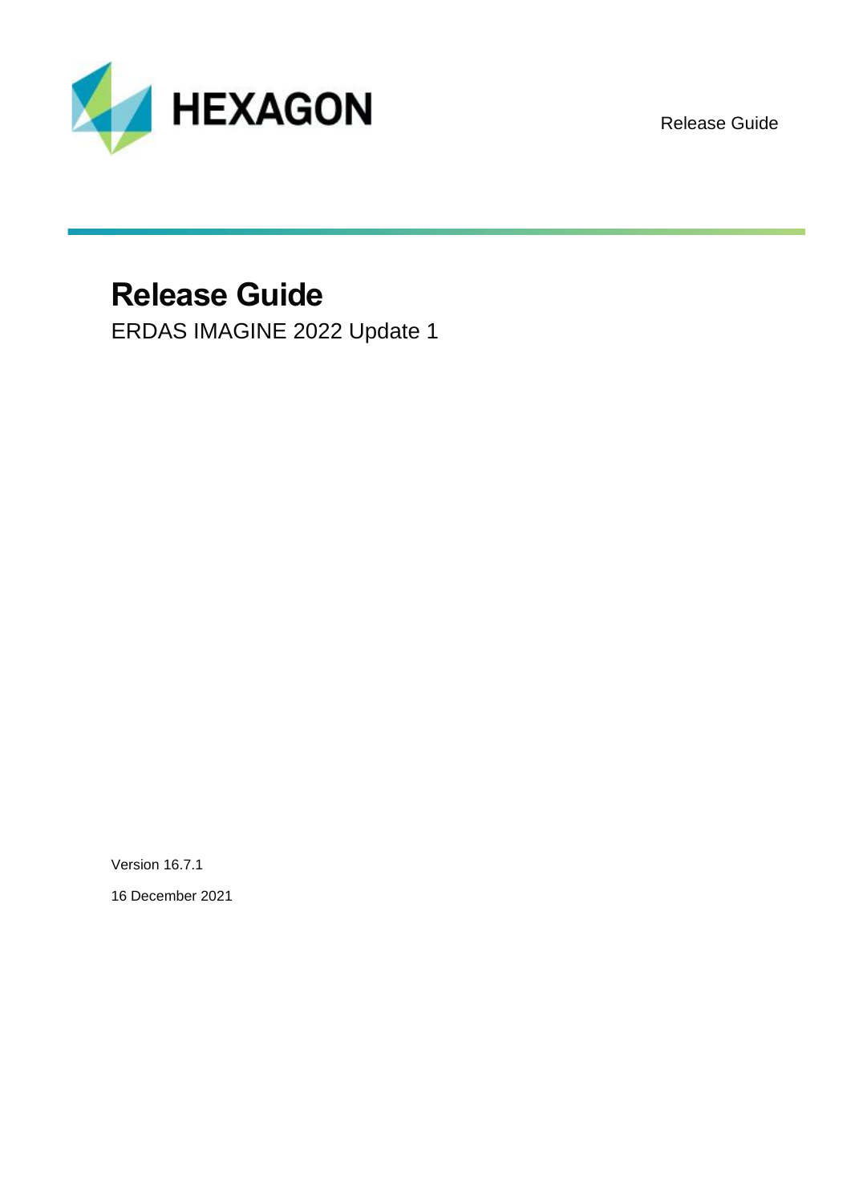HEXAGON

Release Guide

# Release Guide

ERDAS IMAGINE 2022 Update 1

Version 16.7.1

16 December 2021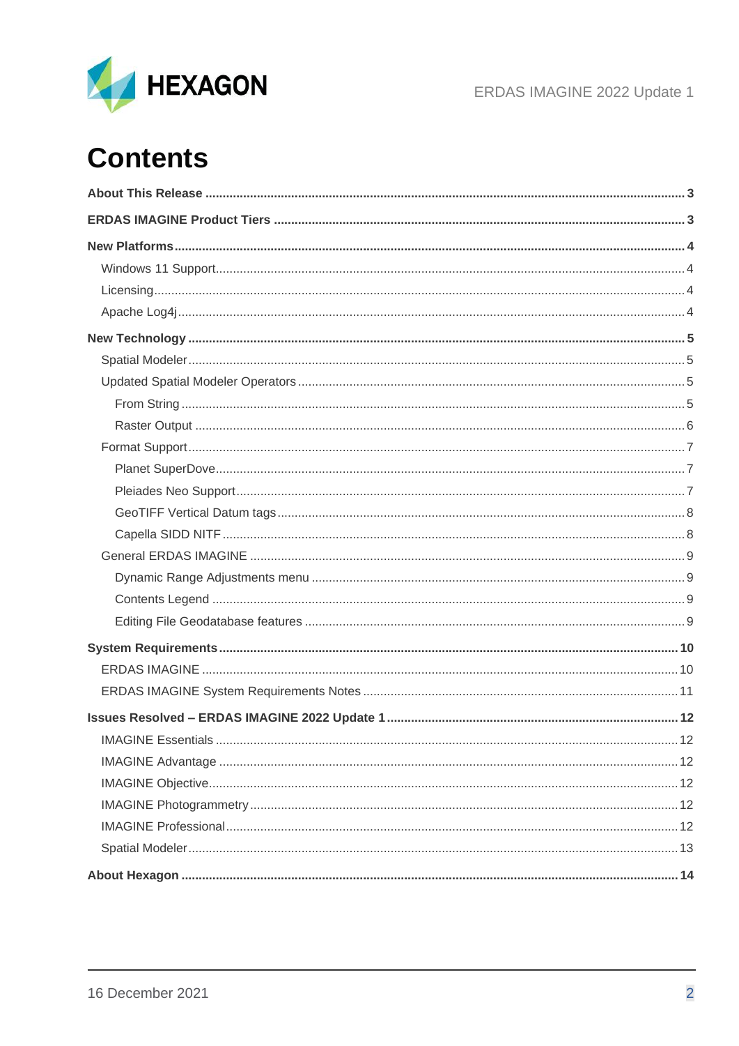# Contents

**About This Release** 3

**ERDAS IMAGINE Product Tiers** 3

**New Platforms** 4

- Windows 11 Support 4
- Licensing 4
- Apache Log4j 4

**New Technology** 5

- Spatial Modeler 5
- Updated Spatial Modeler Operators 5
  - From String 5
  - Raster Output 6
- Format Support 7
  - Planet SuperDove 7
  - Pleiades Neo Support 7
  - GeoTIFF Vertical Datum tags 8
  - Capella SIDD NITF 8
- General ERDAS IMAGINE 9
  - Dynamic Range Adjustments menu 9
  - Contents Legend 9
  - Editing File Geodatabase features 9

**System Requirements** 10

- ERDAS IMAGINE 10
- ERDAS IMAGINE System Requirements Notes 11

**Issues Resolved – ERDAS IMAGINE 2022 Update 1** 12

- IMAGINE Essentials 12
- IMAGINE Advantage 12
- IMAGINE Objective 12
- IMAGINE Photogrammetry 12
- IMAGINE Professional 12
- Spatial Modeler 13

**About Hexagon** 14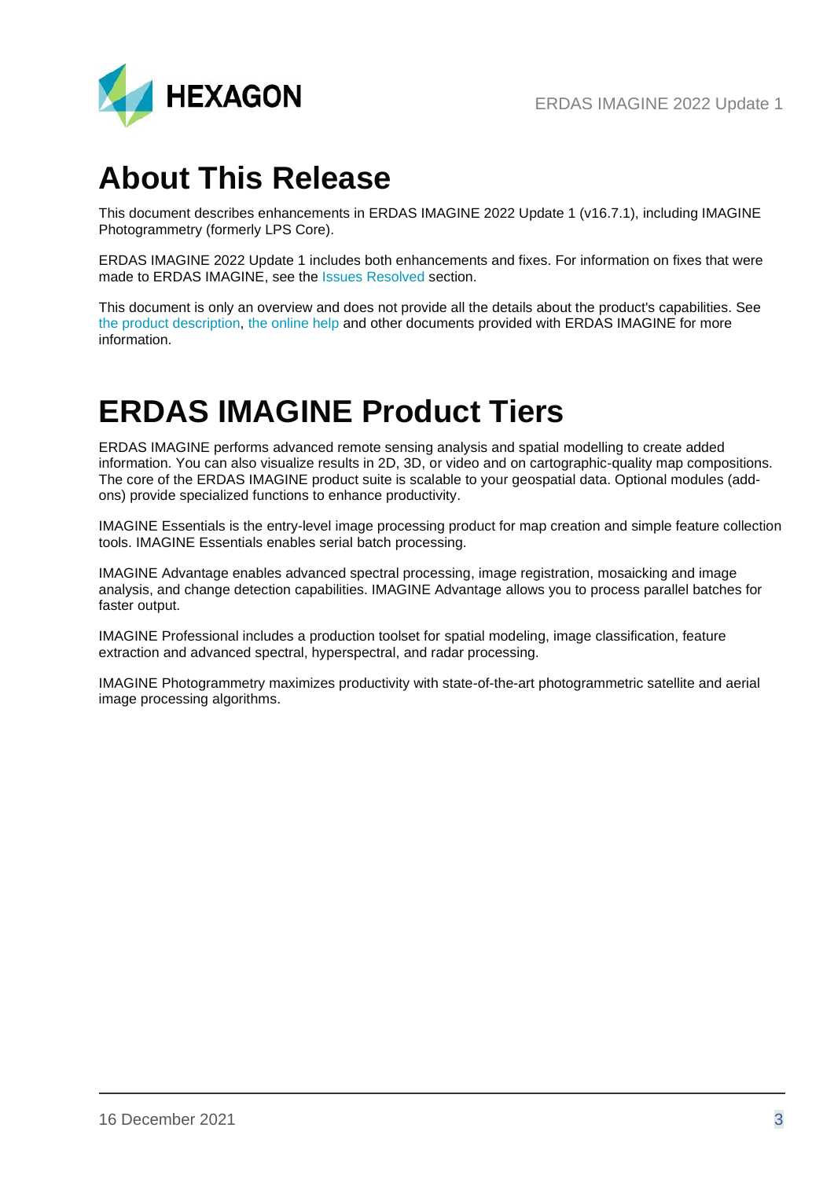# About This Release

This document describes enhancements in ERDAS IMAGINE 2022 Update 1 (v16.7.1), including IMAGINE Photogrammetry (formerly LPS Core).

ERDAS IMAGINE 2022 Update 1 includes both enhancements and fixes. For information on fixes that were made to ERDAS IMAGINE, see the Issues Resolved section.

This document is only an overview and does not provide all the details about the product's capabilities. See the product description, the online help and other documents provided with ERDAS IMAGINE for more information.

# ERDAS IMAGINE Product Tiers

ERDAS IMAGINE performs advanced remote sensing analysis and spatial modelling to create added information. You can also visualize results in 2D, 3D, or video and on cartographic-quality map compositions. The core of the ERDAS IMAGINE product suite is scalable to your geospatial data. Optional modules (add-ons) provide specialized functions to enhance productivity.

IMAGINE Essentials is the entry-level image processing product for map creation and simple feature collection tools. IMAGINE Essentials enables serial batch processing.

IMAGINE Advantage enables advanced spectral processing, image registration, mosaicking and image analysis, and change detection capabilities. IMAGINE Advantage allows you to process parallel batches for faster output.

IMAGINE Professional includes a production toolset for spatial modeling, image classification, feature extraction and advanced spectral, hyperspectral, and radar processing.

IMAGINE Photogrammetry maximizes productivity with state-of-the-art photogrammetric satellite and aerial image processing algorithms.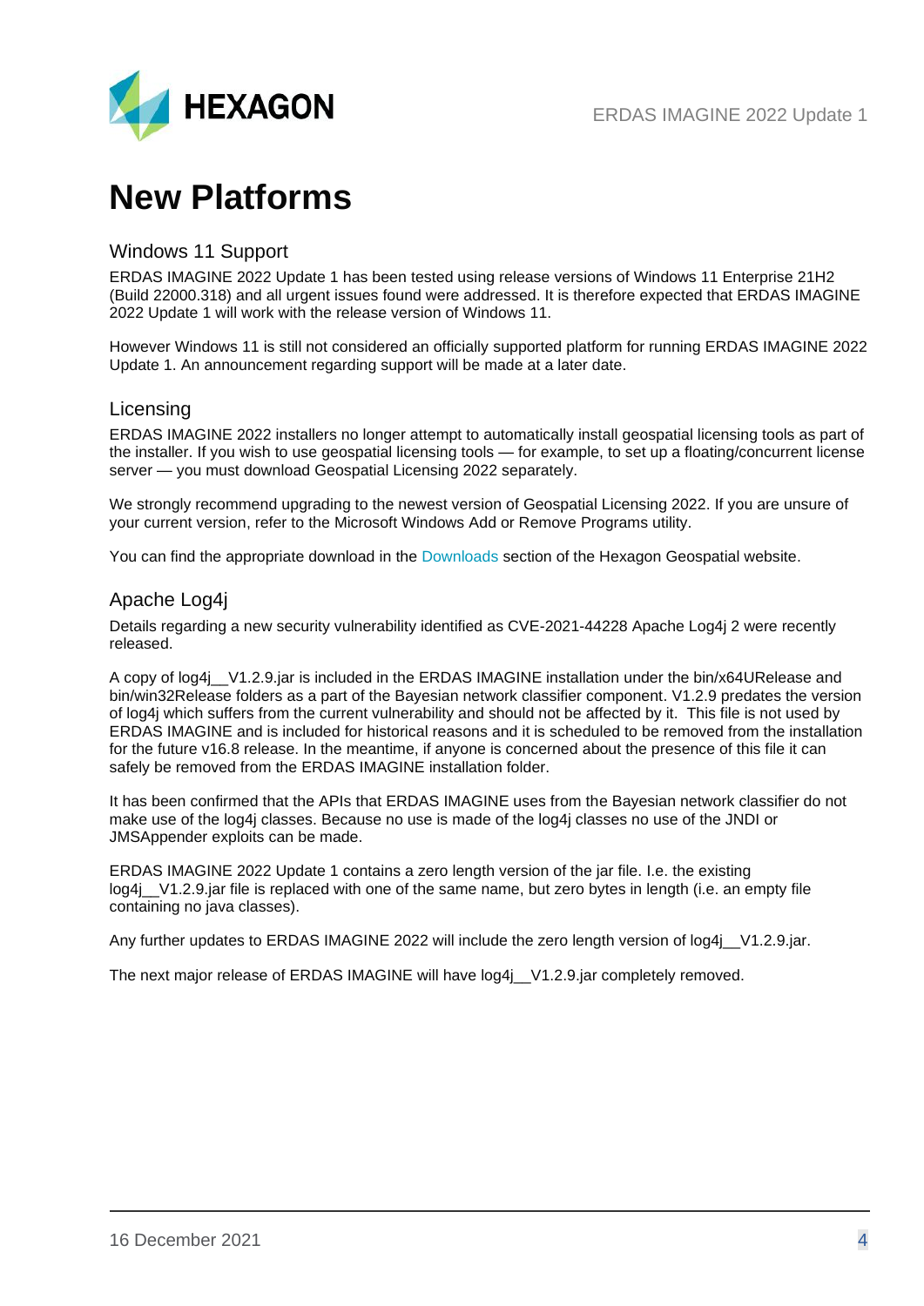# New Platforms

## Windows 11 Support

ERDAS IMAGINE 2022 Update 1 has been tested using release versions of Windows 11 Enterprise 21H2 (Build 22000.318) and all urgent issues found were addressed. It is therefore expected that ERDAS IMAGINE 2022 Update 1 will work with the release version of Windows 11.

However Windows 11 is still not considered an officially supported platform for running ERDAS IMAGINE 2022 Update 1. An announcement regarding support will be made at a later date.

## Licensing

ERDAS IMAGINE 2022 installers no longer attempt to automatically install geospatial licensing tools as part of the installer. If you wish to use geospatial licensing tools — for example, to set up a floating/concurrent license server — you must download Geospatial Licensing 2022 separately.

We strongly recommend upgrading to the newest version of Geospatial Licensing 2022. If you are unsure of your current version, refer to the Microsoft Windows Add or Remove Programs utility.

You can find the appropriate download in the Downloads section of the Hexagon Geospatial website.

## Apache Log4j

Details regarding a new security vulnerability identified as CVE-2021-44228 Apache Log4j 2 were recently released.

A copy of log4j__V1.2.9.jar is included in the ERDAS IMAGINE installation under the bin/x64URelease and bin/win32Release folders as a part of the Bayesian network classifier component. V1.2.9 predates the version of log4j which suffers from the current vulnerability and should not be affected by it. This file is not used by ERDAS IMAGINE and is included for historical reasons and it is scheduled to be removed from the installation for the future v16.8 release. In the meantime, if anyone is concerned about the presence of this file it can safely be removed from the ERDAS IMAGINE installation folder.

It has been confirmed that the APIs that ERDAS IMAGINE uses from the Bayesian network classifier do not make use of the log4j classes. Because no use is made of the log4j classes no use of the JNDI or JMSAppender exploits can be made.

ERDAS IMAGINE 2022 Update 1 contains a zero length version of the jar file. I.e. the existing log4j__V1.2.9.jar file is replaced with one of the same name, but zero bytes in length (i.e. an empty file containing no java classes).

Any further updates to ERDAS IMAGINE 2022 will include the zero length version of log4j__V1.2.9.jar.

The next major release of ERDAS IMAGINE will have log4j__V1.2.9.jar completely removed.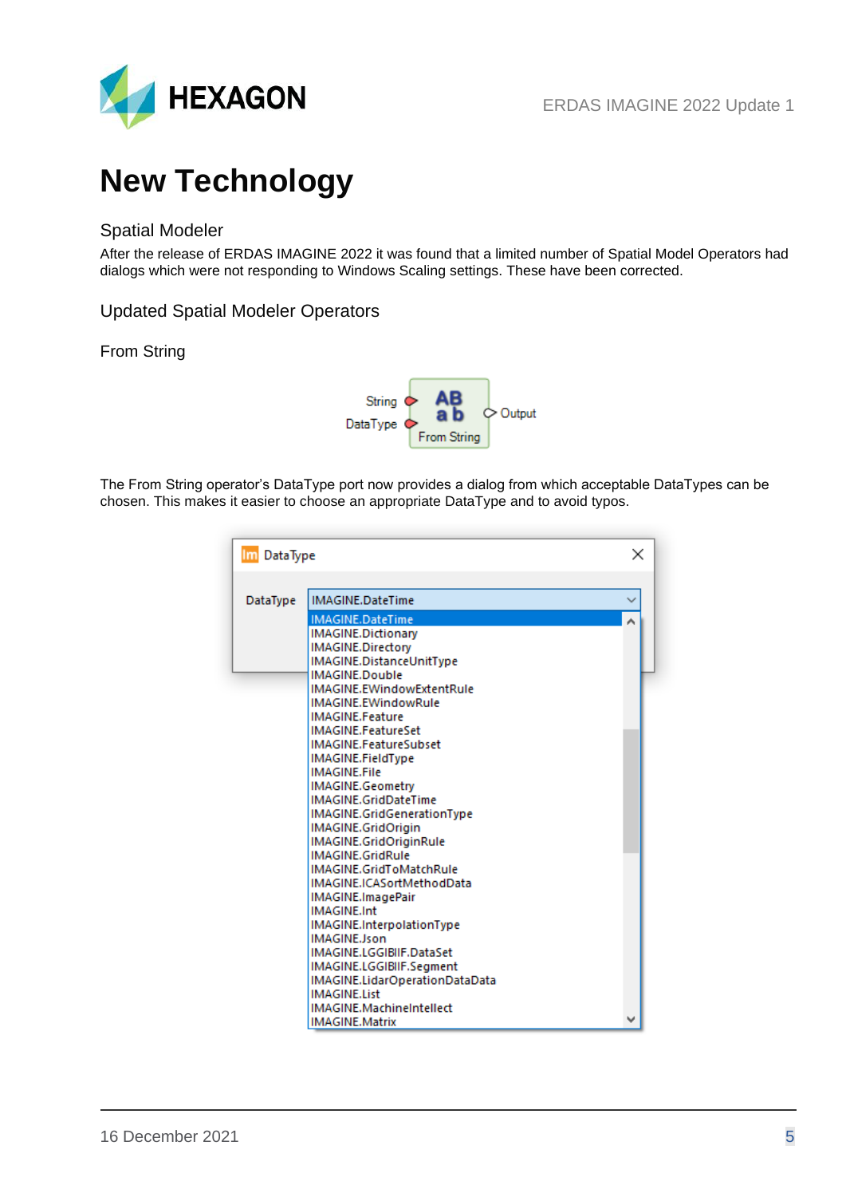# New Technology

## Spatial Modeler

After the release of ERDAS IMAGINE 2022 it was found that a limited number of Spatial Model Operators had dialogs which were not responding to Windows Scaling settings. These have been corrected.

## Updated Spatial Modeler Operators

### From String

The From String operator's DataType port now provides a dialog from which acceptable DataTypes can be chosen. This makes it easier to choose an appropriate DataType and to avoid typos.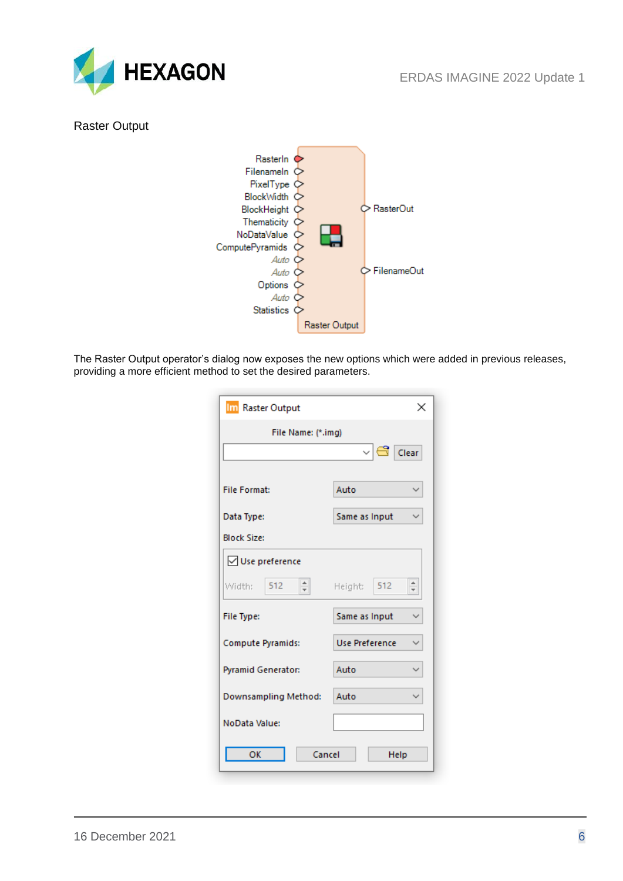Raster Output

The Raster Output operator's dialog now exposes the new options which were added in previous releases, providing a more efficient method to set the desired parameters.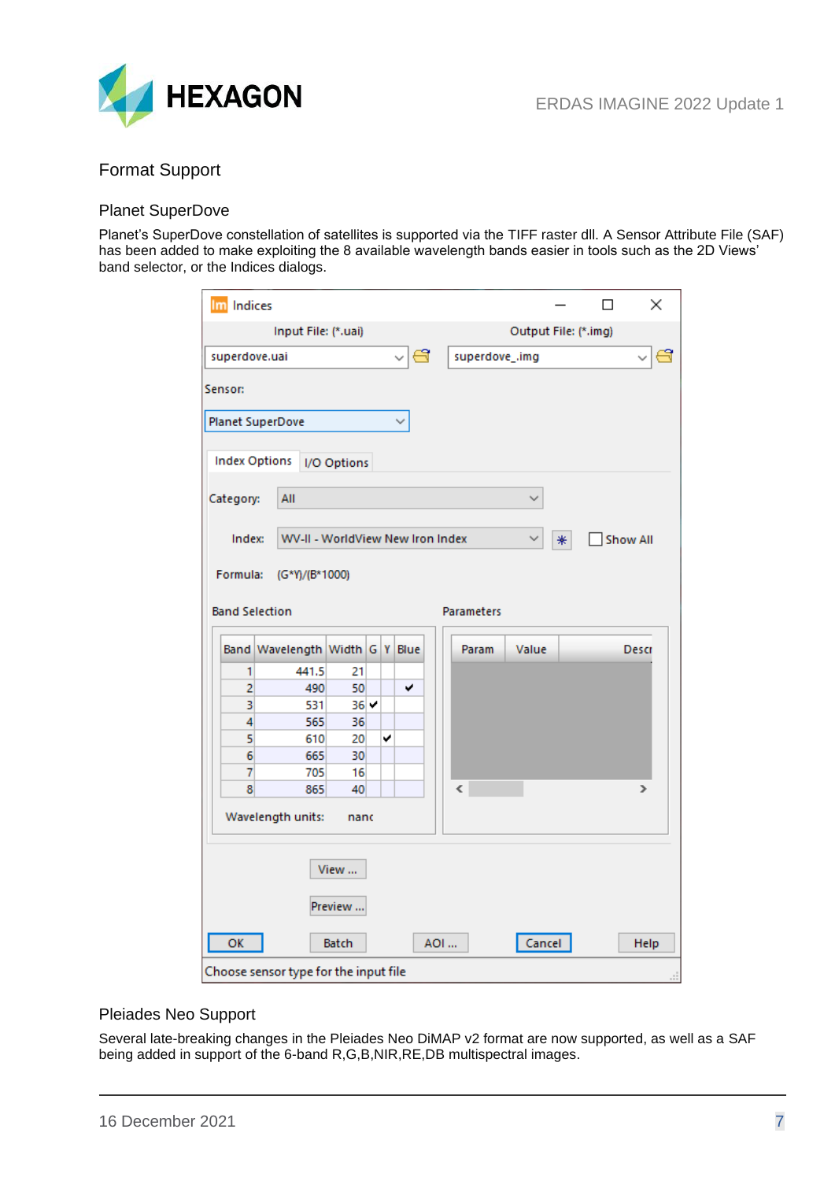# Format Support

## Planet SuperDove

Planet's SuperDove constellation of satellites is supported via the TIFF raster dll. A Sensor Attribute File (SAF) has been added to make exploiting the 8 available wavelength bands easier in tools such as the 2D Views' band selector, or the Indices dialogs.

## Pleiades Neo Support

Several late-breaking changes in the Pleiades Neo DiMAP v2 format are now supported, as well as a SAF being added in support of the 6-band R,G,B,NIR,RE,DB multispectral images.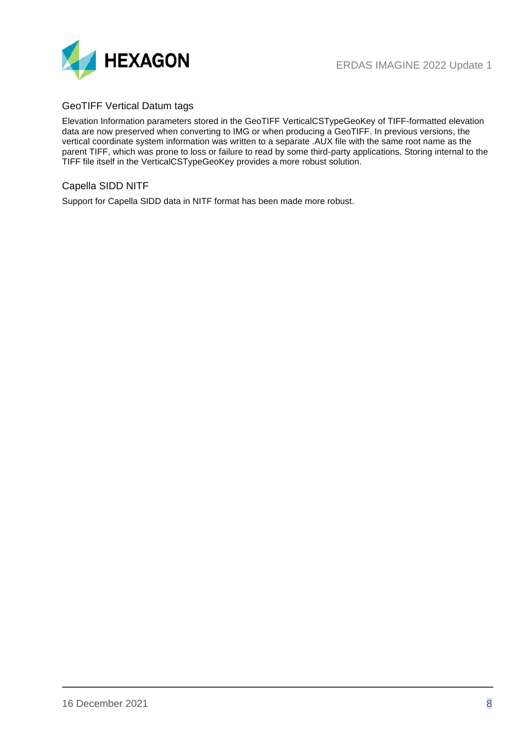## GeoTIFF Vertical Datum tags

Elevation Information parameters stored in the GeoTIFF VerticalCSTypeGeoKey of TIFF-formatted elevation data are now preserved when converting to IMG or when producing a GeoTIFF. In previous versions, the vertical coordinate system information was written to a separate .AUX file with the same root name as the parent TIFF, which was prone to loss or failure to read by some third-party applications. Storing internal to the TIFF file itself in the VerticalCSTypeGeoKey provides a more robust solution.

## Capella SIDD NITF

Support for Capella SIDD data in NITF format has been made more robust.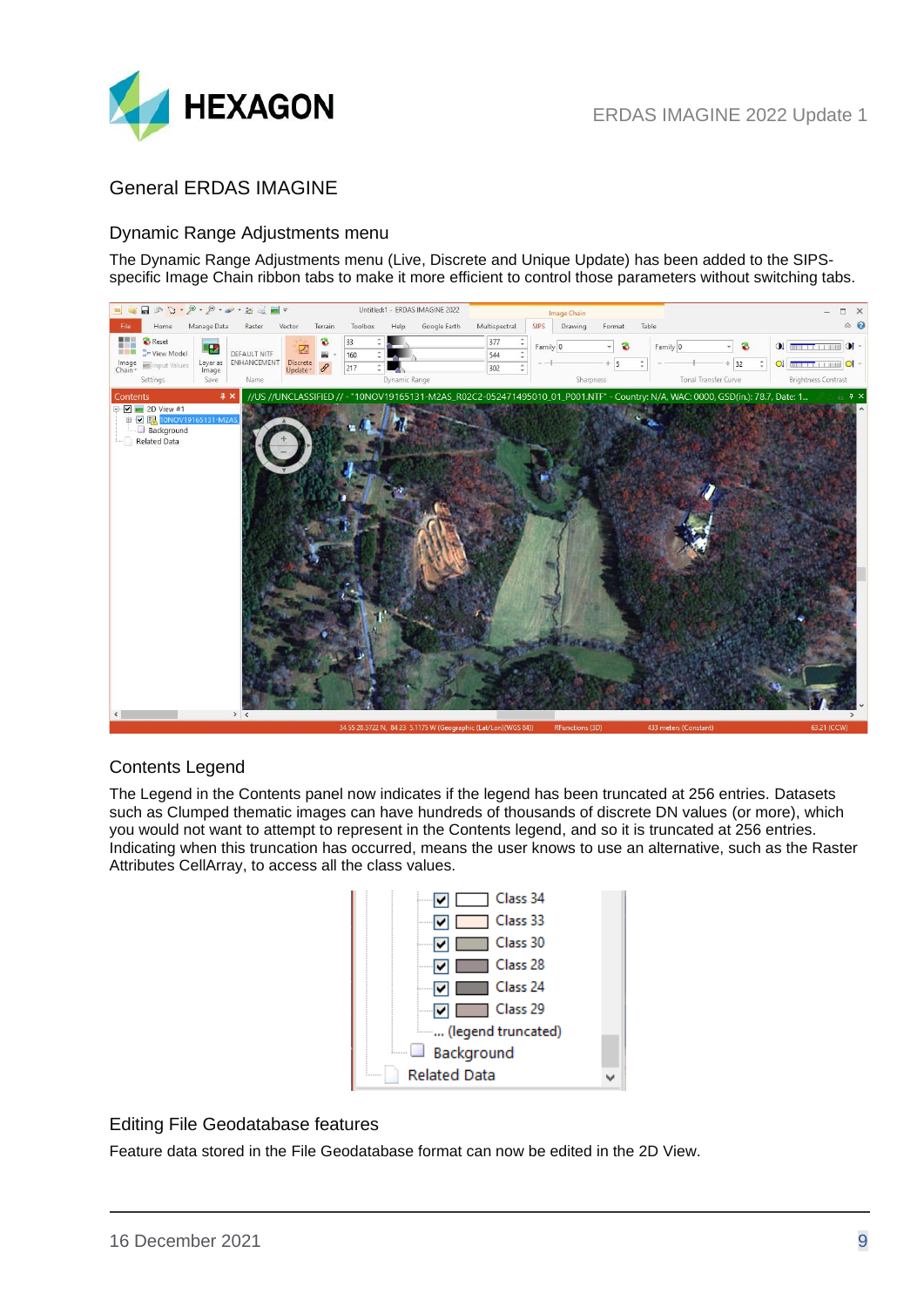# General ERDAS IMAGINE

## Dynamic Range Adjustments menu

The Dynamic Range Adjustments menu (Live, Discrete and Unique Update) has been added to the SIPS-specific Image Chain ribbon tabs to make it more efficient to control those parameters without switching tabs.

## Contents Legend

The Legend in the Contents panel now indicates if the legend has been truncated at 256 entries. Datasets such as Clumped thematic images can have hundreds of thousands of discrete DN values (or more), which you would not want to attempt to represent in the Contents legend, and so it is truncated at 256 entries. Indicating when this truncation has occurred, means the user knows to use an alternative, such as the Raster Attributes CellArray, to access all the class values.

## Editing File Geodatabase features

Feature data stored in the File Geodatabase format can now be edited in the 2D View.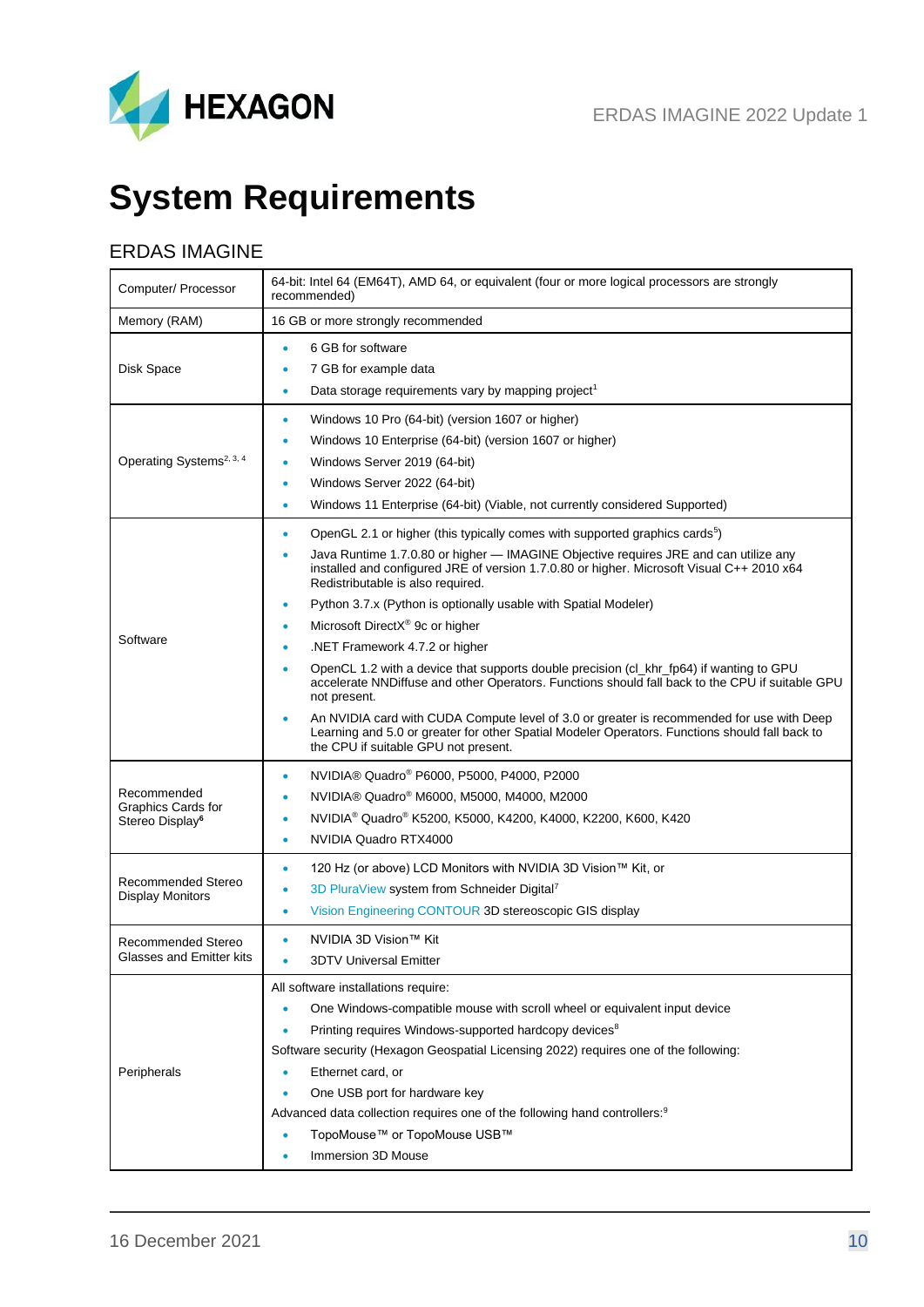# System Requirements

## ERDAS IMAGINE

| | |
|---|---|
| Computer/ Processor | 64-bit: Intel 64 (EM64T), AMD 64, or equivalent (four or more logical processors are strongly recommended) |
| Memory (RAM) | 16 GB or more strongly recommended |
| Disk Space | • 6 GB for software<br>• 7 GB for example data<br>• Data storage requirements vary by mapping project[1] |
| Operating Systems[2, 3, 4] | • Windows 10 Pro (64-bit) (version 1607 or higher)<br>• Windows 10 Enterprise (64-bit) (version 1607 or higher)<br>• Windows Server 2019 (64-bit)<br>• Windows Server 2022 (64-bit)<br>• Windows 11 Enterprise (64-bit) (Viable, not currently considered Supported) |
| Software | • OpenGL 2.1 or higher (this typically comes with supported graphics cards[5])<br>• Java Runtime 1.7.0.80 or higher — IMAGINE Objective requires JRE and can utilize any installed and configured JRE of version 1.7.0.80 or higher. Microsoft Visual C++ 2010 x64 Redistributable is also required.<br>• Python 3.7.x (Python is optionally usable with Spatial Modeler)<br>• Microsoft DirectX® 9c or higher<br>• .NET Framework 4.7.2 or higher<br>• OpenCL 1.2 with a device that supports double precision (cl_khr_fp64) if wanting to GPU accelerate NNDiffuse and other Operators. Functions should fall back to the CPU if suitable GPU not present.<br>• An NVIDIA card with CUDA Compute level of 3.0 or greater is recommended for use with Deep Learning and 5.0 or greater for other Spatial Modeler Operators. Functions should fall back to the CPU if suitable GPU not present. |
| Recommended Graphics Cards for Stereo Display[6] | • NVIDIA® Quadro® P6000, P5000, P4000, P2000<br>• NVIDIA® Quadro® M6000, M5000, M4000, M2000<br>• NVIDIA® Quadro® K5200, K5000, K4200, K4000, K2200, K600, K420<br>• NVIDIA Quadro RTX4000 |
| Recommended Stereo Display Monitors | • 120 Hz (or above) LCD Monitors with NVIDIA 3D Vision™ Kit, or<br>• 3D PluraView system from Schneider Digital[7]<br>• Vision Engineering CONTOUR 3D stereoscopic GIS display |
| Recommended Stereo Glasses and Emitter kits | • NVIDIA 3D Vision™ Kit<br>• 3DTV Universal Emitter |
| Peripherals | All software installations require:<br>• One Windows-compatible mouse with scroll wheel or equivalent input device<br>• Printing requires Windows-supported hardcopy devices[8]<br>Software security (Hexagon Geospatial Licensing 2022) requires one of the following:<br>• Ethernet card, or<br>• One USB port for hardware key<br>Advanced data collection requires one of the following hand controllers:[9]<br>• TopoMouse™ or TopoMouse USB™<br>• Immersion 3D Mouse |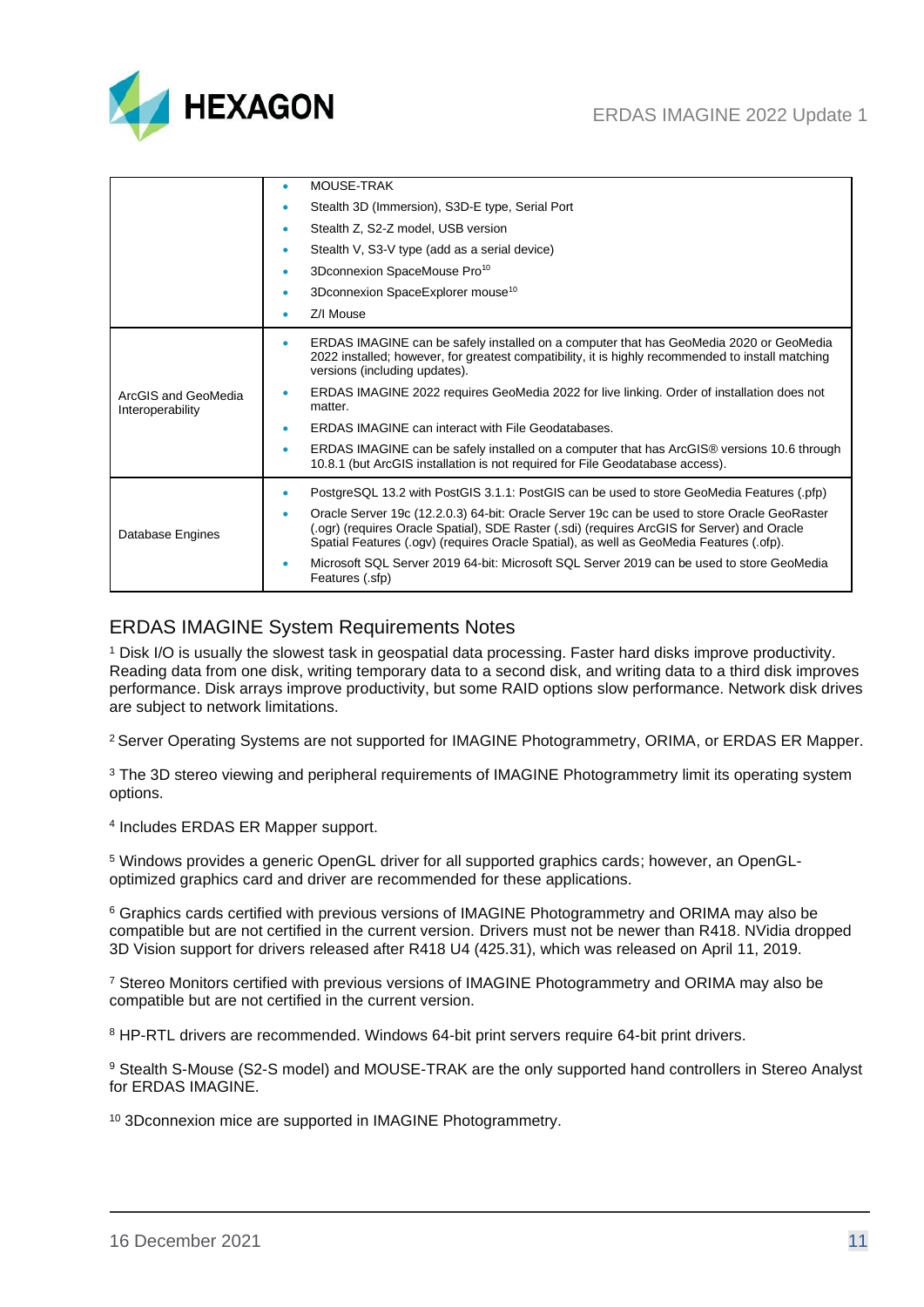| | |
|---|---|
| | • MOUSE-TRAK<br>• Stealth 3D (Immersion), S3D-E type, Serial Port<br>• Stealth Z, S2-Z model, USB version<br>• Stealth V, S3-V type (add as a serial device)<br>• 3Dconnexion SpaceMouse Pro[10]<br>• 3Dconnexion SpaceExplorer mouse[10]<br>• Z/I Mouse |
| ArcGIS and GeoMedia Interoperability | • ERDAS IMAGINE can be safely installed on a computer that has GeoMedia 2020 or GeoMedia 2022 installed; however, for greatest compatibility, it is highly recommended to install matching versions (including updates).<br>• ERDAS IMAGINE 2022 requires GeoMedia 2022 for live linking. Order of installation does not matter.<br>• ERDAS IMAGINE can interact with File Geodatabases.<br>• ERDAS IMAGINE can be safely installed on a computer that has ArcGIS® versions 10.6 through 10.8.1 (but ArcGIS installation is not required for File Geodatabase access). |
| Database Engines | • PostgreSQL 13.2 with PostGIS 3.1.1: PostGIS can be used to store GeoMedia Features (.pfp)<br>• Oracle Server 19c (12.2.0.3) 64-bit: Oracle Server 19c can be used to store Oracle GeoRaster (.ogr) (requires Oracle Spatial), SDE Raster (.sdi) (requires ArcGIS for Server) and Oracle Spatial Features (.ogv) (requires Oracle Spatial), as well as GeoMedia Features (.ofp).<br>• Microsoft SQL Server 2019 64-bit: Microsoft SQL Server 2019 can be used to store GeoMedia Features (.sfp) |

## ERDAS IMAGINE System Requirements Notes

[1] Disk I/O is usually the slowest task in geospatial data processing. Faster hard disks improve productivity. Reading data from one disk, writing temporary data to a second disk, and writing data to a third disk improves performance. Disk arrays improve productivity, but some RAID options slow performance. Network disk drives are subject to network limitations.

[2] Server Operating Systems are not supported for IMAGINE Photogrammetry, ORIMA, or ERDAS ER Mapper.

[3] The 3D stereo viewing and peripheral requirements of IMAGINE Photogrammetry limit its operating system options.

[4] Includes ERDAS ER Mapper support.

[5] Windows provides a generic OpenGL driver for all supported graphics cards; however, an OpenGL-optimized graphics card and driver are recommended for these applications.

[6] Graphics cards certified with previous versions of IMAGINE Photogrammetry and ORIMA may also be compatible but are not certified in the current version. Drivers must not be newer than R418. NVidia dropped 3D Vision support for drivers released after R418 U4 (425.31), which was released on April 11, 2019.

[7] Stereo Monitors certified with previous versions of IMAGINE Photogrammetry and ORIMA may also be compatible but are not certified in the current version.

[8] HP-RTL drivers are recommended. Windows 64-bit print servers require 64-bit print drivers.

[9] Stealth S-Mouse (S2-S model) and MOUSE-TRAK are the only supported hand controllers in Stereo Analyst for ERDAS IMAGINE.

[10] 3Dconnexion mice are supported in IMAGINE Photogrammetry.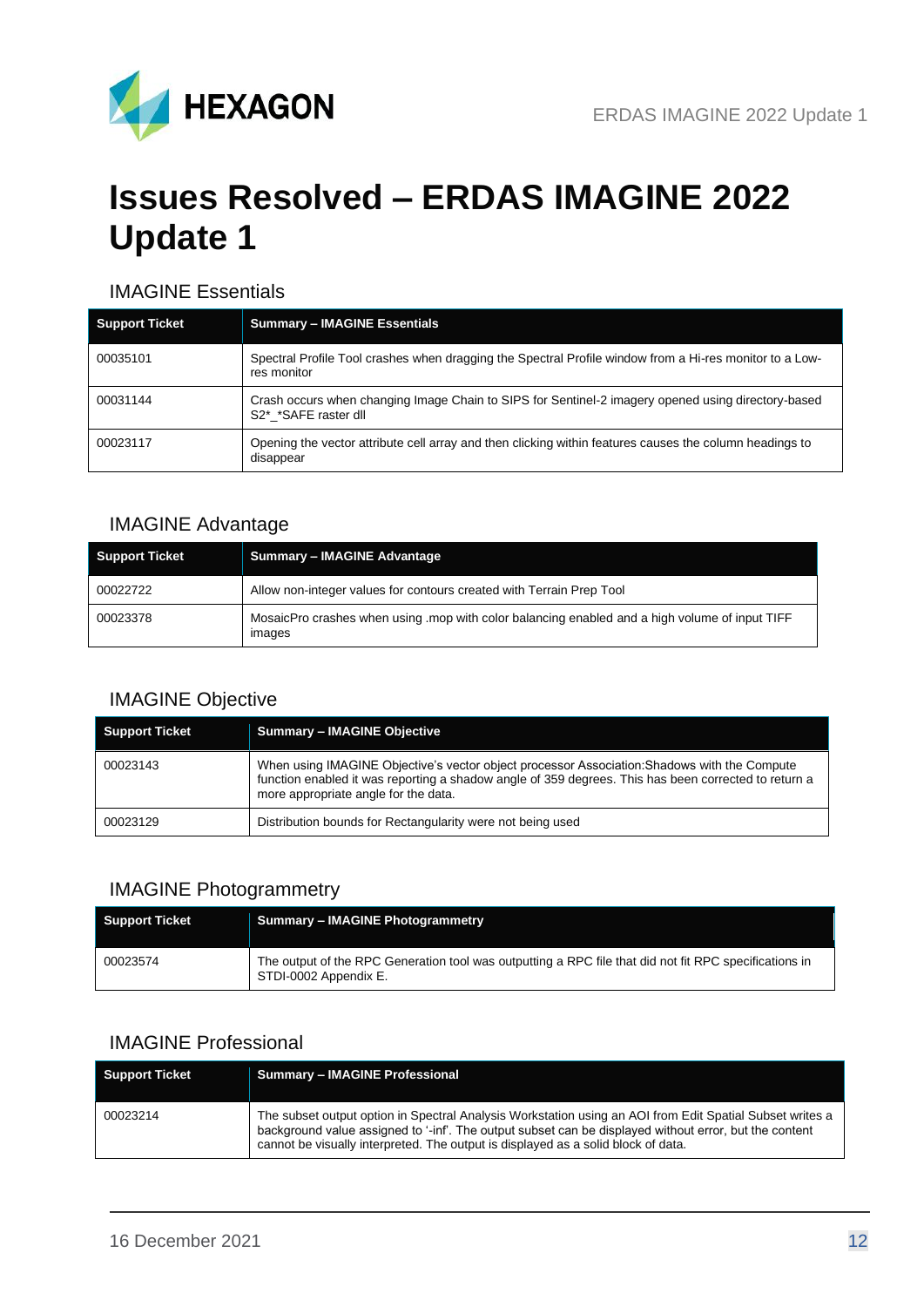# Issues Resolved – ERDAS IMAGINE 2022 Update 1

## IMAGINE Essentials

| Support Ticket | Summary – IMAGINE Essentials |
| --- | --- |
| 00035101 | Spectral Profile Tool crashes when dragging the Spectral Profile window from a Hi-res monitor to a Low-res monitor |
| 00031144 | Crash occurs when changing Image Chain to SIPS for Sentinel-2 imagery opened using directory-based S2*_*SAFE raster dll |
| 00023117 | Opening the vector attribute cell array and then clicking within features causes the column headings to disappear |

## IMAGINE Advantage

| Support Ticket | Summary – IMAGINE Advantage |
| --- | --- |
| 00022722 | Allow non-integer values for contours created with Terrain Prep Tool |
| 00023378 | MosaicPro crashes when using .mop with color balancing enabled and a high volume of input TIFF images |

## IMAGINE Objective

| Support Ticket | Summary – IMAGINE Objective |
| --- | --- |
| 00023143 | When using IMAGINE Objective's vector object processor Association:Shadows with the Compute function enabled it was reporting a shadow angle of 359 degrees. This has been corrected to return a more appropriate angle for the data. |
| 00023129 | Distribution bounds for Rectangularity were not being used |

## IMAGINE Photogrammetry

| Support Ticket | Summary – IMAGINE Photogrammetry |
| --- | --- |
| 00023574 | The output of the RPC Generation tool was outputting a RPC file that did not fit RPC specifications in STDI-0002 Appendix E. |

## IMAGINE Professional

| Support Ticket | Summary – IMAGINE Professional |
| --- | --- |
| 00023214 | The subset output option in Spectral Analysis Workstation using an AOI from Edit Spatial Subset writes a background value assigned to '-inf'. The output subset can be displayed without error, but the content cannot be visually interpreted. The output is displayed as a solid block of data. |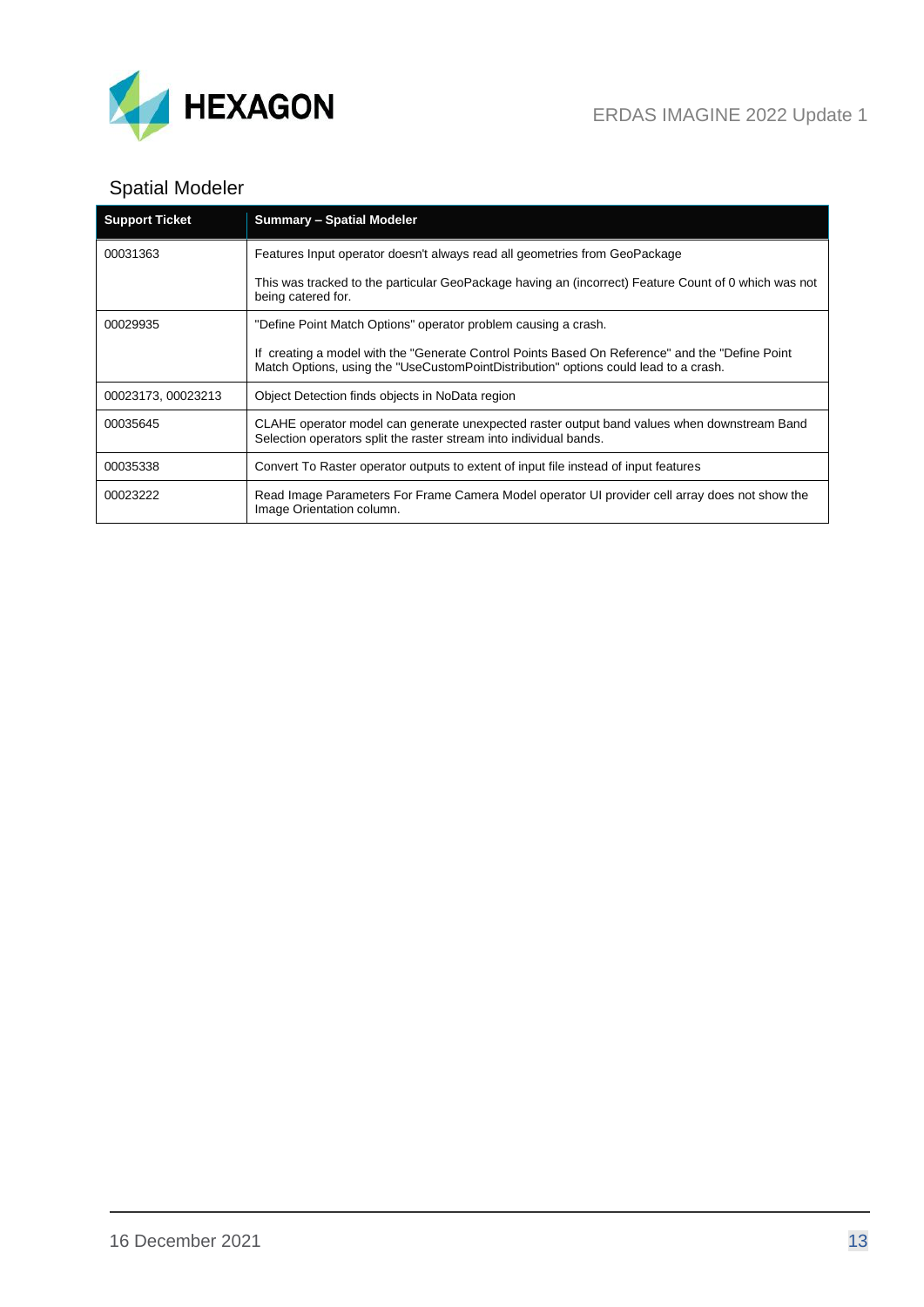## Spatial Modeler

| Support Ticket | Summary – Spatial Modeler |
|---|---|
| 00031363 | Features Input operator doesn't always read all geometries from GeoPackage<br><br>This was tracked to the particular GeoPackage having an (incorrect) Feature Count of 0 which was not being catered for. |
| 00029935 | "Define Point Match Options" operator problem causing a crash.<br><br>If creating a model with the "Generate Control Points Based On Reference" and the "Define Point Match Options, using the "UseCustomPointDistribution" options could lead to a crash. |
| 00023173, 00023213 | Object Detection finds objects in NoData region |
| 00035645 | CLAHE operator model can generate unexpected raster output band values when downstream Band Selection operators split the raster stream into individual bands. |
| 00035338 | Convert To Raster operator outputs to extent of input file instead of input features |
| 00023222 | Read Image Parameters For Frame Camera Model operator UI provider cell array does not show the Image Orientation column. |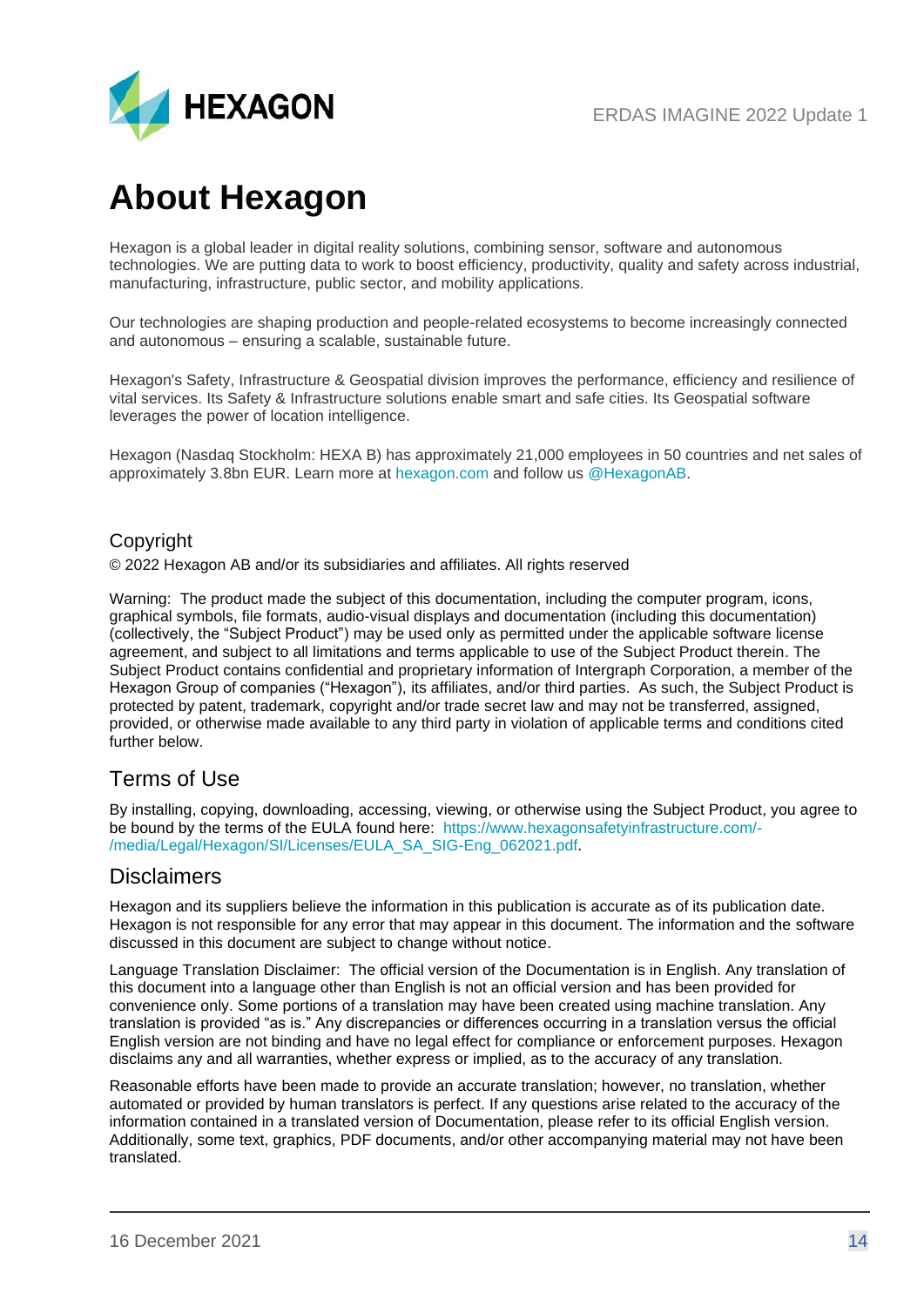# About Hexagon

Hexagon is a global leader in digital reality solutions, combining sensor, software and autonomous technologies. We are putting data to work to boost efficiency, productivity, quality and safety across industrial, manufacturing, infrastructure, public sector, and mobility applications.

Our technologies are shaping production and people-related ecosystems to become increasingly connected and autonomous – ensuring a scalable, sustainable future.

Hexagon's Safety, Infrastructure & Geospatial division improves the performance, efficiency and resilience of vital services. Its Safety & Infrastructure solutions enable smart and safe cities. Its Geospatial software leverages the power of location intelligence.

Hexagon (Nasdaq Stockholm: HEXA B) has approximately 21,000 employees in 50 countries and net sales of approximately 3.8bn EUR. Learn more at hexagon.com and follow us @HexagonAB.

## Copyright

© 2022 Hexagon AB and/or its subsidiaries and affiliates. All rights reserved

Warning: The product made the subject of this documentation, including the computer program, icons, graphical symbols, file formats, audio-visual displays and documentation (including this documentation) (collectively, the "Subject Product") may be used only as permitted under the applicable software license agreement, and subject to all limitations and terms applicable to use of the Subject Product therein. The Subject Product contains confidential and proprietary information of Intergraph Corporation, a member of the Hexagon Group of companies ("Hexagon"), its affiliates, and/or third parties. As such, the Subject Product is protected by patent, trademark, copyright and/or trade secret law and may not be transferred, assigned, provided, or otherwise made available to any third party in violation of applicable terms and conditions cited further below.

## Terms of Use

By installing, copying, downloading, accessing, viewing, or otherwise using the Subject Product, you agree to be bound by the terms of the EULA found here: https://www.hexagonsafetyinfrastructure.com/-/media/Legal/Hexagon/SI/Licenses/EULA_SA_SIG-Eng_062021.pdf.

## Disclaimers

Hexagon and its suppliers believe the information in this publication is accurate as of its publication date. Hexagon is not responsible for any error that may appear in this document. The information and the software discussed in this document are subject to change without notice.

Language Translation Disclaimer: The official version of the Documentation is in English. Any translation of this document into a language other than English is not an official version and has been provided for convenience only. Some portions of a translation may have been created using machine translation. Any translation is provided "as is." Any discrepancies or differences occurring in a translation versus the official English version are not binding and have no legal effect for compliance or enforcement purposes. Hexagon disclaims any and all warranties, whether express or implied, as to the accuracy of any translation.

Reasonable efforts have been made to provide an accurate translation; however, no translation, whether automated or provided by human translators is perfect. If any questions arise related to the accuracy of the information contained in a translated version of Documentation, please refer to its official English version. Additionally, some text, graphics, PDF documents, and/or other accompanying material may not have been translated.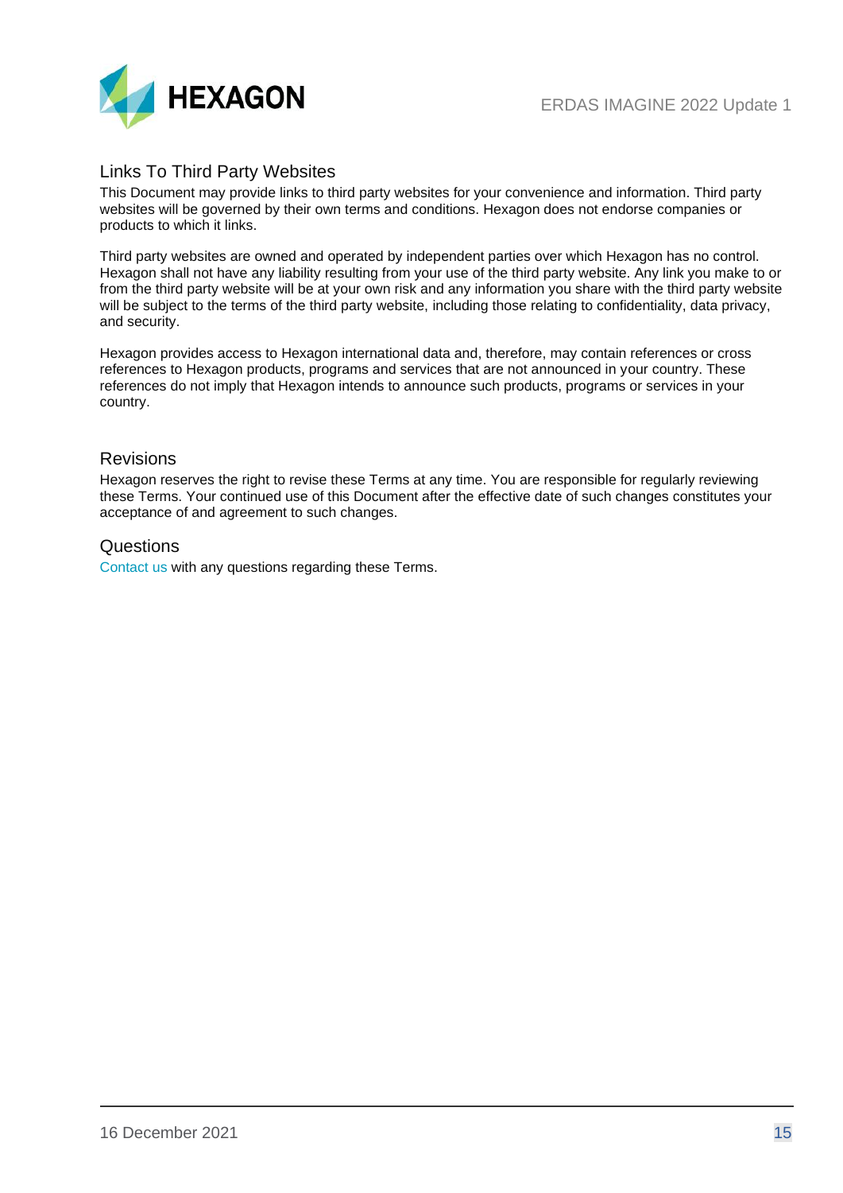## Links To Third Party Websites

This Document may provide links to third party websites for your convenience and information. Third party websites will be governed by their own terms and conditions. Hexagon does not endorse companies or products to which it links.

Third party websites are owned and operated by independent parties over which Hexagon has no control. Hexagon shall not have any liability resulting from your use of the third party website. Any link you make to or from the third party website will be at your own risk and any information you share with the third party website will be subject to the terms of the third party website, including those relating to confidentiality, data privacy, and security.

Hexagon provides access to Hexagon international data and, therefore, may contain references or cross references to Hexagon products, programs and services that are not announced in your country. These references do not imply that Hexagon intends to announce such products, programs or services in your country.

## Revisions

Hexagon reserves the right to revise these Terms at any time. You are responsible for regularly reviewing these Terms. Your continued use of this Document after the effective date of such changes constitutes your acceptance of and agreement to such changes.

## Questions

Contact us with any questions regarding these Terms.